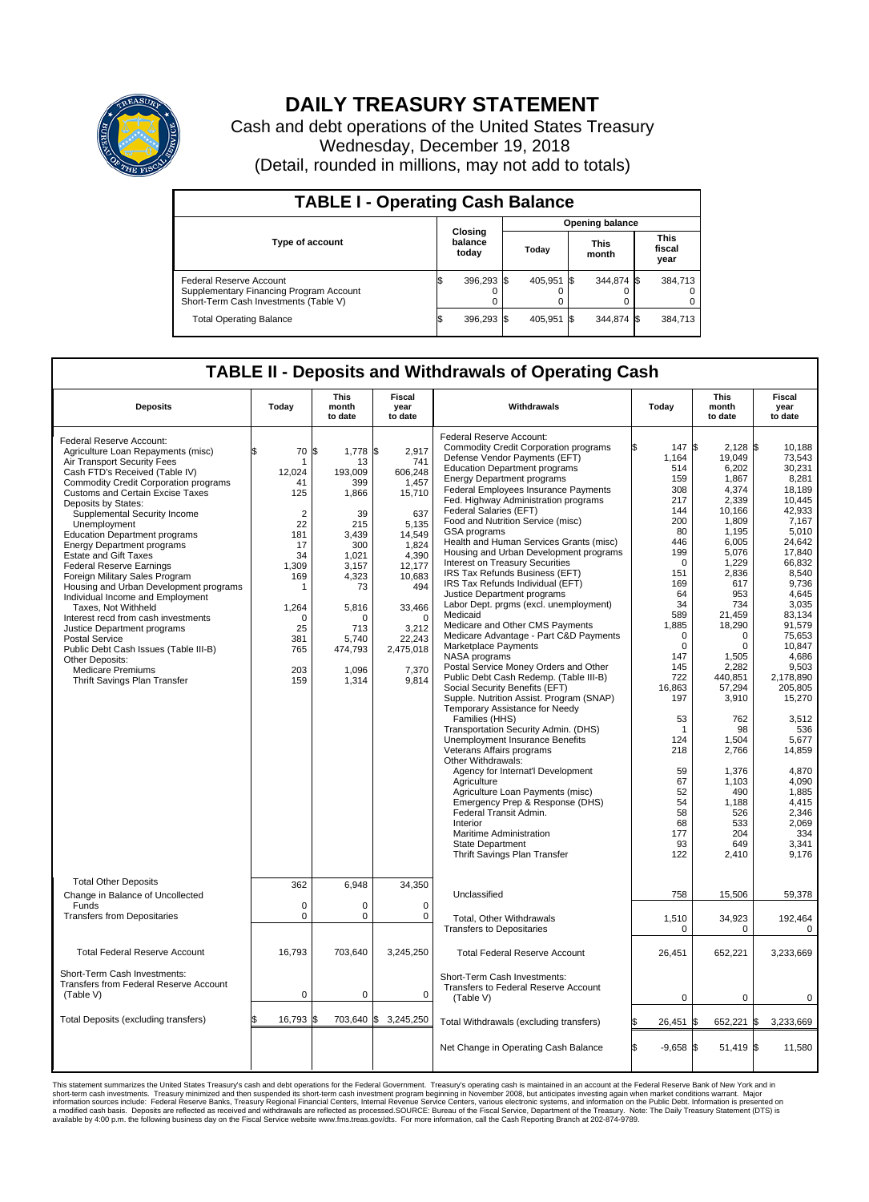# DAILY TREASURY STATEMENT

Cash and debt operations of the United States Treasury
Wednesday, December 19, 2018
(Detail, rounded in millions, may not add to totals)

## TABLE I - Operating Cash Balance

| Type of account | Closing balance today | Opening balance Today | Opening balance This month | Opening balance This fiscal year |
|---|---|---|---|---|
| Federal Reserve Account | $ 396,293 | $ 405,951 | $ 344,874 | $ 384,713 |
| Supplementary Financing Program Account | 0 | 0 | 0 | 0 |
| Short-Term Cash Investments (Table V) | 0 | 0 | 0 | 0 |
| Total Operating Balance | $ 396,293 | $ 405,951 | $ 344,874 | $ 384,713 |

## TABLE II - Deposits and Withdrawals of Operating Cash

| Deposits | Today | This month to date | Fiscal year to date |
|---|---|---|---|
| Federal Reserve Account: | | | |
| Agriculture Loan Repayments (misc) | $ 70 | $ 1,778 | $ 2,917 |
| Air Transport Security Fees | 1 | 13 | 741 |
| Cash FTD's Received (Table IV) | 12,024 | 193,009 | 606,248 |
| Commodity Credit Corporation programs | 41 | 399 | 1,457 |
| Customs and Certain Excise Taxes | 125 | 1,866 | 15,710 |
| Deposits by States: | | | |
| Supplemental Security Income | 2 | 39 | 637 |
| Unemployment | 22 | 215 | 5,135 |
| Education Department programs | 181 | 3,439 | 14,549 |
| Energy Department programs | 17 | 300 | 1,824 |
| Estate and Gift Taxes | 34 | 1,021 | 4,390 |
| Federal Reserve Earnings | 1,309 | 3,157 | 12,177 |
| Foreign Military Sales Program | 169 | 4,323 | 10,683 |
| Housing and Urban Development programs | 1 | 73 | 494 |
| Individual Income and Employment Taxes, Not Withheld | 1,264 | 5,816 | 33,466 |
| Interest recd from cash investments | 0 | 0 | 0 |
| Justice Department programs | 25 | 713 | 3,212 |
| Postal Service | 381 | 5,740 | 22,243 |
| Public Debt Cash Issues (Table III-B) | 765 | 474,793 | 2,475,018 |
| Other Deposits: | | | |
| Medicare Premiums | 203 | 1,096 | 7,370 |
| Thrift Savings Plan Transfer | 159 | 1,314 | 9,814 |
| Total Other Deposits | 362 | 6,948 | 34,350 |
| Change in Balance of Uncollected Funds | 0 | 0 | 0 |
| Transfers from Depositaries | 0 | 0 | 0 |
| Total Federal Reserve Account | 16,793 | 703,640 | 3,245,250 |
| Short-Term Cash Investments: Transfers from Federal Reserve Account (Table V) | 0 | 0 | 0 |
| Total Deposits (excluding transfers) | $ 16,793 | $ 703,640 | $ 3,245,250 |

| Withdrawals | Today | This month to date | Fiscal year to date |
|---|---|---|---|
| Federal Reserve Account: | | | |
| Commodity Credit Corporation programs | $ 147 | $ 2,128 | $ 10,188 |
| Defense Vendor Payments (EFT) | 1,164 | 19,049 | 73,543 |
| Education Department programs | 514 | 6,202 | 30,231 |
| Energy Department programs | 159 | 1,867 | 8,281 |
| Federal Employees Insurance Payments | 308 | 4,374 | 18,189 |
| Fed. Highway Administration programs | 217 | 2,339 | 10,445 |
| Federal Salaries (EFT) | 144 | 10,166 | 42,933 |
| Food and Nutrition Service (misc) | 200 | 1,809 | 7,167 |
| GSA programs | 80 | 1,195 | 5,010 |
| Health and Human Services Grants (misc) | 446 | 6,005 | 24,642 |
| Housing and Urban Development programs | 199 | 5,076 | 17,840 |
| Interest on Treasury Securities | 0 | 1,229 | 66,832 |
| IRS Tax Refunds Business (EFT) | 151 | 2,836 | 8,540 |
| IRS Tax Refunds Individual (EFT) | 169 | 617 | 9,736 |
| Justice Department programs | 64 | 953 | 4,645 |
| Labor Dept. prgms (excl. unemployment) | 34 | 734 | 3,035 |
| Medicaid | 589 | 21,459 | 83,134 |
| Medicare and Other CMS Payments | 1,885 | 18,290 | 91,579 |
| Medicare Advantage - Part C&D Payments | 0 | 0 | 75,653 |
| Marketplace Payments | 0 | 0 | 10,847 |
| NASA programs | 147 | 1,505 | 4,686 |
| Postal Service Money Orders and Other | 145 | 2,282 | 9,503 |
| Public Debt Cash Redemp. (Table III-B) | 722 | 440,851 | 2,178,890 |
| Social Security Benefits (EFT) | 16,863 | 57,294 | 205,805 |
| Supple. Nutrition Assist. Program (SNAP) | 197 | 3,910 | 15,270 |
| Temporary Assistance for Needy Families (HHS) | 53 | 762 | 3,512 |
| Transportation Security Admin. (DHS) | 1 | 98 | 536 |
| Unemployment Insurance Benefits | 124 | 1,504 | 5,677 |
| Veterans Affairs programs | 218 | 2,766 | 14,859 |
| Other Withdrawals: | | | |
| Agency for Internat'l Development | 59 | 1,376 | 4,870 |
| Agriculture | 67 | 1,103 | 4,090 |
| Agriculture Loan Payments (misc) | 52 | 490 | 1,885 |
| Emergency Prep & Response (DHS) | 54 | 1,188 | 4,415 |
| Federal Transit Admin. | 58 | 526 | 2,346 |
| Interior | 68 | 533 | 2,069 |
| Maritime Administration | 177 | 204 | 334 |
| State Department | 93 | 649 | 3,341 |
| Thrift Savings Plan Transfer | 122 | 2,410 | 9,176 |
| Unclassified | 758 | 15,506 | 59,378 |
| Total, Other Withdrawals | 1,510 | 34,923 | 192,464 |
| Transfers to Depositaries | 0 | 0 | 0 |
| Total Federal Reserve Account | 26,451 | 652,221 | 3,233,669 |
| Short-Term Cash Investments: Transfers to Federal Reserve Account (Table V) | 0 | 0 | 0 |
| Total Withdrawals (excluding transfers) | $ 26,451 | $ 652,221 | $ 3,233,669 |
| Net Change in Operating Cash Balance | $ -9,658 | $ 51,419 | $ 11,580 |

This statement summarizes the United States Treasury's cash and debt operations for the Federal Government. Treasury's operating cash is maintained in an account at the Federal Reserve Bank of New York and in short-term cash investments. Treasury minimized and then suspended its short-term cash investment program beginning in November 2008, but anticipates investing again when market conditions warrant. Major information sources include: Federal Reserve Banks, Treasury Regional Financial Centers, Internal Revenue Service Centers, various electronic systems, and information on the Public Debt. Information is presented on a modified cash basis. Deposits are reflected as received and withdrawals are reflected as processed.SOURCE: Bureau of the Fiscal Service, Department of the Treasury. Note: The Daily Treasury Statement (DTS) is available by 4:00 p.m. the following business day on the Fiscal Service website www.fms.treas.gov/dts. For more information, call the Cash Reporting Branch at 202-874-9789.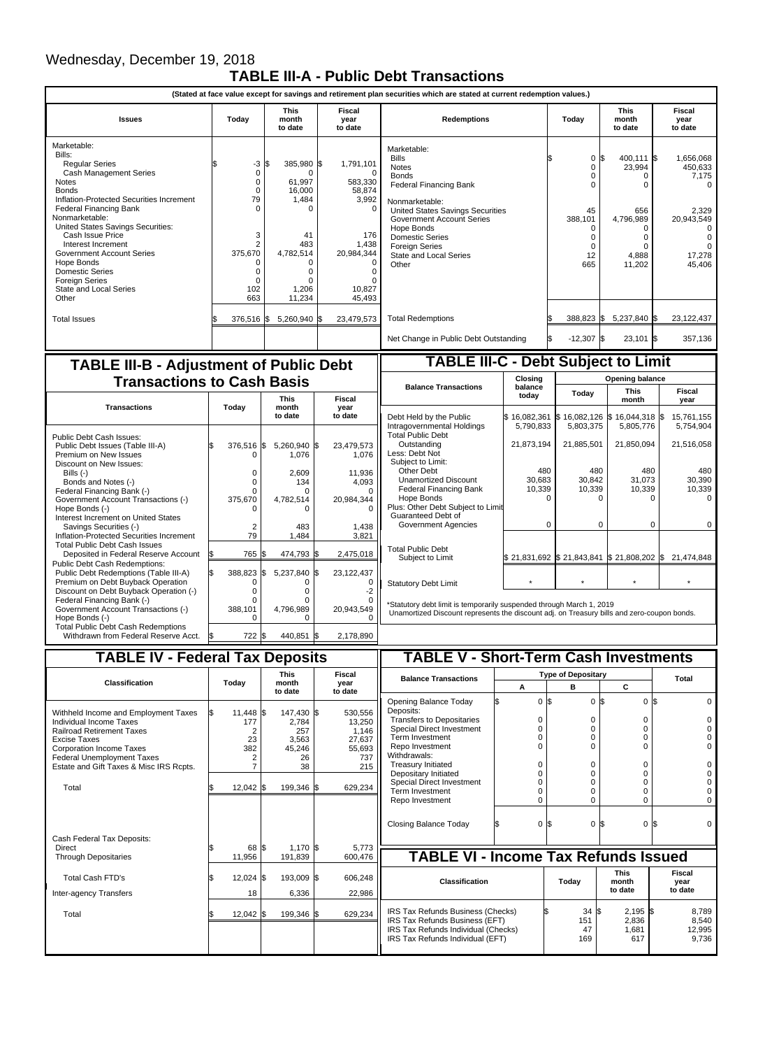Wednesday, December 19, 2018

# TABLE III-A - Public Debt Transactions

(Stated at face value except for savings and retirement plan securities which are stated at current redemption values.)

| Issues | Today | This month to date | Fiscal year to date |
|---|---|---|---|
| Marketable: | | | |
| Bills: | | | |
| Regular Series | $ -3 | $ 385,980 | $ 1,791,101 |
| Cash Management Series | 0 | 0 | 0 |
| Notes | 0 | 61,997 | 583,330 |
| Bonds | 0 | 16,000 | 58,874 |
| Inflation-Protected Securities Increment | 79 | 1,484 | 3,992 |
| Federal Financing Bank | 0 | 0 | 0 |
| Nonmarketable: | | | |
| United States Savings Securities: | | | |
| Cash Issue Price | 3 | 41 | 176 |
| Interest Increment | 2 | 483 | 1,438 |
| Government Account Series | 375,670 | 4,782,514 | 20,984,344 |
| Hope Bonds | 0 | 0 | 0 |
| Domestic Series | 0 | 0 | 0 |
| Foreign Series | 0 | 0 | 0 |
| State and Local Series | 102 | 1,206 | 10,827 |
| Other | 663 | 11,234 | 45,493 |
| Total Issues | $ 376,516 | $ 5,260,940 | $ 23,479,573 |

| Redemptions | Today | This month to date | Fiscal year to date |
|---|---|---|---|
| Marketable: | | | |
| Bills | $ 0 | $ 400,111 | $ 1,656,068 |
| Notes | 0 | 23,994 | 450,633 |
| Bonds | 0 | 0 | 7,175 |
| Federal Financing Bank | 0 | 0 | 0 |
| Nonmarketable: | | | |
| United States Savings Securities | 45 | 656 | 2,329 |
| Government Account Series | 388,101 | 4,796,989 | 20,943,549 |
| Hope Bonds | 0 | 0 | 0 |
| Domestic Series | 0 | 0 | 0 |
| Foreign Series | 0 | 0 | 0 |
| State and Local Series | 12 | 4,888 | 17,278 |
| Other | 665 | 11,202 | 45,406 |
| Total Redemptions | $ 388,823 | $ 5,237,840 | $ 23,122,437 |
| Net Change in Public Debt Outstanding | $ -12,307 | $ 23,101 | $ 357,136 |

# TABLE III-B - Adjustment of Public Debt Transactions to Cash Basis

| Transactions | Today | This month to date | Fiscal year to date |
|---|---|---|---|
| Public Debt Cash Issues: | | | |
| Public Debt Issues (Table III-A) | $ 376,516 | $ 5,260,940 | $ 23,479,573 |
| Premium on New Issues | 0 | 1,076 | 1,076 |
| Discount on New Issues: | | | |
| Bills (-) | 0 | 2,609 | 11,936 |
| Bonds and Notes (-) | 0 | 134 | 4,093 |
| Federal Financing Bank (-) | 0 | 0 | 0 |
| Government Account Transactions (-) | 375,670 | 4,782,514 | 20,984,344 |
| Hope Bonds (-) | 0 | 0 | 0 |
| Interest Increment on United States Savings Securities (-) | 2 | 483 | 1,438 |
| Inflation-Protected Securities Increment | 79 | 1,484 | 3,821 |
| Total Public Debt Cash Issues Deposited in Federal Reserve Account | $ 765 | $ 474,793 | $ 2,475,018 |
| Public Debt Cash Redemptions: | | | |
| Public Debt Redemptions (Table III-A) | $ 388,823 | $ 5,237,840 | $ 23,122,437 |
| Premium on Debt Buyback Operation | 0 | 0 | 0 |
| Discount on Debt Buyback Operation (-) | 0 | 0 | -2 |
| Federal Financing Bank (-) | 0 | 0 | 0 |
| Government Account Transactions (-) | 388,101 | 4,796,989 | 20,943,549 |
| Hope Bonds (-) | 0 | 0 | 0 |
| Total Public Debt Cash Redemptions Withdrawn from Federal Reserve Acct. | $ 722 | $ 440,851 | $ 2,178,890 |

# TABLE III-C - Debt Subject to Limit

| Balance Transactions | Closing balance today | Opening balance Today | Opening balance This month | Opening balance Fiscal year |
|---|---|---|---|---|
| Debt Held by the Public | $ 16,082,361 | $ 16,082,126 | $ 16,044,318 | $ 15,761,155 |
| Intragovernmental Holdings | 5,790,833 | 5,803,375 | 5,805,776 | 5,754,904 |
| Total Public Debt Outstanding | 21,873,194 | 21,885,501 | 21,850,094 | 21,516,058 |
| Less: Debt Not Subject to Limit: | | | | |
| Other Debt | 480 | 480 | 480 | 480 |
| Unamortized Discount | 30,683 | 30,842 | 31,073 | 30,390 |
| Federal Financing Bank | 10,339 | 10,339 | 10,339 | 10,339 |
| Hope Bonds | 0 | 0 | 0 | 0 |
| Plus: Other Debt Subject to Limit | | | | |
| Guaranteed Debt of Government Agencies | 0 | 0 | 0 | 0 |
| Total Public Debt Subject to Limit | $ 21,831,692 | $ 21,843,841 | $ 21,808,202 | $ 21,474,848 |
| Statutory Debt Limit | * | * | * | * |

*Statutory debt limit is temporarily suspended through March 1, 2019
Unamortized Discount represents the discount adj. on Treasury bills and zero-coupon bonds.

# TABLE IV - Federal Tax Deposits

| Classification | Today | This month to date | Fiscal year to date |
|---|---|---|---|
| Withheld Income and Employment Taxes | $ 11,448 | $ 147,430 | $ 530,556 |
| Individual Income Taxes | 177 | 2,784 | 13,250 |
| Railroad Retirement Taxes | 2 | 257 | 1,146 |
| Excise Taxes | 23 | 3,563 | 27,637 |
| Corporation Income Taxes | 382 | 45,246 | 55,693 |
| Federal Unemployment Taxes | 2 | 26 | 737 |
| Estate and Gift Taxes & Misc IRS Rcpts. | 7 | 38 | 215 |
| Total | $ 12,042 | $ 199,346 | $ 629,234 |
| Cash Federal Tax Deposits: | | | |
| Direct | $ 68 | $ 1,170 | $ 5,773 |
| Through Depositaries | 11,956 | 191,839 | 600,476 |
| Total Cash FTD's | $ 12,024 | $ 193,009 | $ 606,248 |
| Inter-agency Transfers | 18 | 6,336 | 22,986 |
| Total | $ 12,042 | $ 199,346 | $ 629,234 |

# TABLE V - Short-Term Cash Investments

| Balance Transactions | Type of Depositary A | Type of Depositary B | Type of Depositary C | Total |
|---|---|---|---|---|
| Opening Balance Today | $ 0 | $ 0 | $ 0 | $ 0 |
| Deposits: | | | | |
| Transfers to Depositaries | 0 | 0 | 0 | 0 |
| Special Direct Investment | 0 | 0 | 0 | 0 |
| Term Investment | 0 | 0 | 0 | 0 |
| Repo Investment | 0 | 0 | 0 | 0 |
| Withdrawals: | | | | |
| Treasury Initiated | 0 | 0 | 0 | 0 |
| Depositary Initiated | 0 | 0 | 0 | 0 |
| Special Direct Investment | 0 | 0 | 0 | 0 |
| Term Investment | 0 | 0 | 0 | 0 |
| Repo Investment | 0 | 0 | 0 | 0 |
| Closing Balance Today | $ 0 | $ 0 | $ 0 | $ 0 |

# TABLE VI - Income Tax Refunds Issued

| Classification | Today | This month to date | Fiscal year to date |
|---|---|---|---|
| IRS Tax Refunds Business (Checks) | $ 34 | $ 2,195 | $ 8,789 |
| IRS Tax Refunds Business (EFT) | 151 | 2,836 | 8,540 |
| IRS Tax Refunds Individual (Checks) | 47 | 1,681 | 12,995 |
| IRS Tax Refunds Individual (EFT) | 169 | 617 | 9,736 |